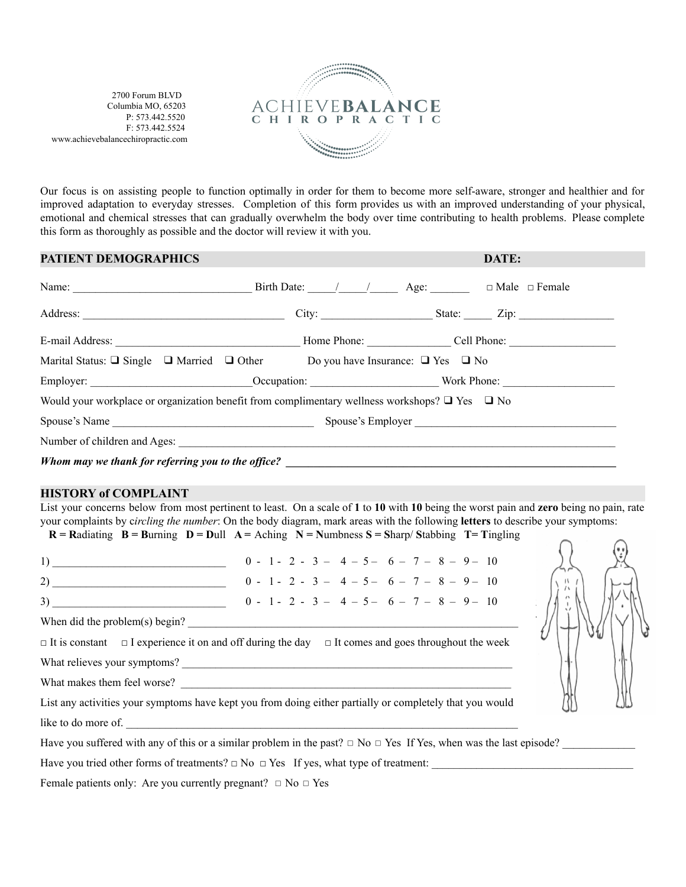2700 Forum BLVD
Columbia MO, 65203
P: 573.442.5520
F: 573.442.5524
www.achievebalancechiropractic.com

ACHIEVE**BALANCE**
CHIROPRACTIC

Our focus is on assisting people to function optimally in order for them to become more self-aware, stronger and healthier and for improved adaptation to everyday stresses. Completion of this form provides us with an improved understanding of your physical, emotional and chemical stresses that can gradually overwhelm the body over time contributing to health problems. Please complete this form as thoroughly as possible and the doctor will review it with you.

## PATIENT DEMOGRAPHICS                                        DATE:

Name: ________________________________ Birth Date: _____/_____/_____ Age: _______ □ Male □ Female

Address: ____________________________________ City: ___________________ State: _____ Zip: _________________

E-mail Address: ________________________________ Home Phone: ______________ Cell Phone: ___________________

Marital Status: ❑ Single ❑ Married ❑ Other          Do you have Insurance: ❑ Yes ❑ No

Employer: ______________________________Occupation: _______________________ Work Phone: ____________________

Would your workplace or organization benefit from complimentary wellness workshops? ❑ Yes ❑ No

Spouse's Name ___________________________________ Spouse's Employer ____________________________________

Number of children and Ages: _______________________________________________________________________________

***Whom may we thank for referring you to the office?*** ____________________________________________________________

## HISTORY of COMPLAINT

List your concerns below from most pertinent to least. On a scale of **1** to **10** with **10** being the worst pain and **zero** being no pain, rate your complaints by c*ircling the number*: On the body diagram, mark areas with the following **letters** to describe your symptoms:

**R** = **R**adiating **B** = **B**urning **D** = **D**ull **A** = Aching **N** = **N**umbness **S** = **S**harp/ **S**tabbing **T**= **T**ingling

1) _______________________________  0 - 1 - 2 - 3 – 4 – 5 – 6 – 7 – 8 – 9 – 10

2) _______________________________  0 - 1 - 2 - 3 – 4 – 5 – 6 – 7 – 8 – 9 – 10

3) _______________________________  0 - 1 - 2 - 3 – 4 – 5 – 6 – 7 – 8 – 9 – 10

When did the problem(s) begin? _____________________________________________________________

□ It is constant   □ I experience it on and off during the day   □ It comes and goes throughout the week

What relieves your symptoms? ____________________________________________________________

What makes them feel worse? ____________________________________________________________

List any activities your symptoms have kept you from doing either partially or completely that you would like to do more of. _________________________________________________________________________

Have you suffered with any of this or a similar problem in the past? □ No □ Yes If Yes, when was the last episode? _____________

Have you tried other forms of treatments? □ No □ Yes If yes, what type of treatment: ____________________________________

Female patients only: Are you currently pregnant? □ No □ Yes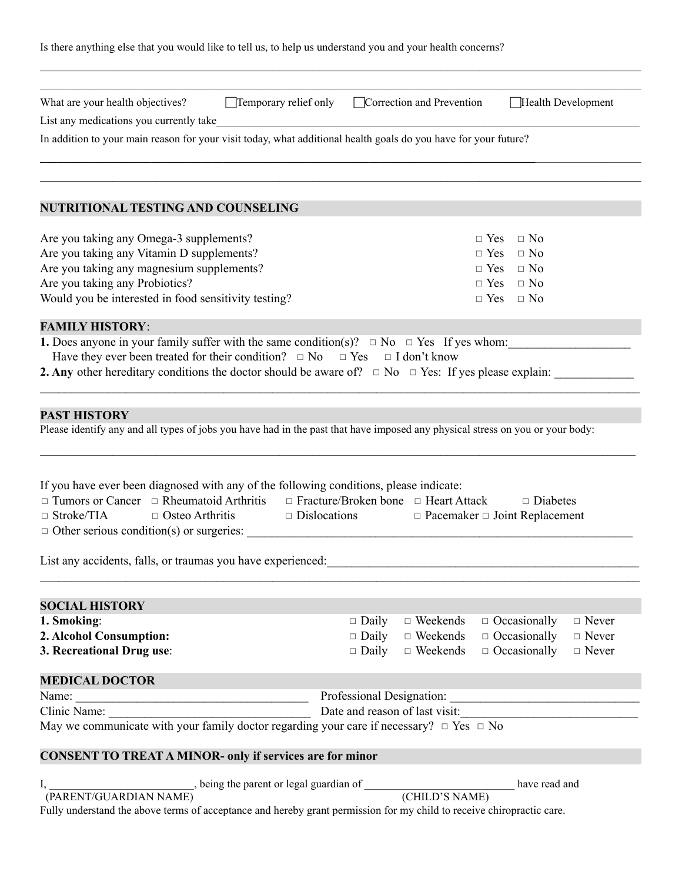Is there anything else that you would like to tell us, to help us understand you and your health concerns?

\_\_\_\_\_\_\_\_\_\_\_\_\_\_\_\_\_\_\_\_\_\_\_\_\_\_\_\_\_\_\_\_\_\_\_\_\_\_\_\_\_\_\_\_\_\_\_\_\_\_\_\_\_\_\_\_\_\_\_\_\_\_\_\_\_\_\_\_\_\_\_\_\_\_\_\_\_\_

\_\_\_\_\_\_\_\_\_\_\_\_\_\_\_\_\_\_\_\_\_\_\_\_\_\_\_\_\_\_\_\_\_\_\_\_\_\_\_\_\_\_\_\_\_\_\_\_\_\_\_\_\_\_\_\_\_\_\_\_\_\_\_\_\_\_\_\_\_\_\_\_\_\_\_\_\_\_

What are your health objectives? ☐ Temporary relief only ☐ Correction and Prevention ☐ Health Development

List any medications you currently take\_\_\_\_\_\_\_\_\_\_\_\_\_\_\_\_\_\_\_\_\_\_\_\_\_\_\_\_\_\_\_\_\_\_\_\_\_\_\_\_\_\_\_\_\_\_\_\_\_\_\_\_\_\_\_\_\_\_\_\_

In addition to your main reason for your visit today, what additional health goals do you have for your future?

\_\_\_\_\_\_\_\_\_\_\_\_\_\_\_\_\_\_\_\_\_\_\_\_\_\_\_\_\_\_\_\_\_\_\_\_\_\_\_\_\_\_\_\_\_\_\_\_\_\_\_\_\_\_\_\_\_\_\_\_\_\_\_\_\_\_\_\_\_\_\_\_\_\_\_\_\_\_

\_\_\_\_\_\_\_\_\_\_\_\_\_\_\_\_\_\_\_\_\_\_\_\_\_\_\_\_\_\_\_\_\_\_\_\_\_\_\_\_\_\_\_\_\_\_\_\_\_\_\_\_\_\_\_\_\_\_\_\_\_\_\_\_\_\_\_\_\_\_\_\_\_\_\_\_\_\_

## NUTRITIONAL TESTING AND COUNSELING

Are you taking any Omega-3 supplements? □ Yes □ No

Are you taking any Vitamin D supplements? □ Yes □ No

Are you taking any magnesium supplements? □ Yes □ No

Are you taking any Probiotics? □ Yes □ No

Would you be interested in food sensitivity testing? □ Yes □ No

## FAMILY HISTORY:

**1.** Does anyone in your family suffer with the same condition(s)? □ No □ Yes If yes whom:\_\_\_\_\_\_\_\_\_\_\_\_\_\_\_\_\_\_\_\_

Have they ever been treated for their condition? □ No □ Yes □ I don't know

**2. Any** other hereditary conditions the doctor should be aware of? □ No □ Yes: If yes please explain: \_\_\_\_\_\_\_\_\_\_\_\_\_

\_\_\_\_\_\_\_\_\_\_\_\_\_\_\_\_\_\_\_\_\_\_\_\_\_\_\_\_\_\_\_\_\_\_\_\_\_\_\_\_\_\_\_\_\_\_\_\_\_\_\_\_\_\_\_\_\_\_\_\_\_\_\_\_\_\_\_\_\_\_\_\_\_\_\_\_\_\_

## PAST HISTORY

Please identify any and all types of jobs you have had in the past that have imposed any physical stress on you or your body:

\_\_\_\_\_\_\_\_\_\_\_\_\_\_\_\_\_\_\_\_\_\_\_\_\_\_\_\_\_\_\_\_\_\_\_\_\_\_\_\_\_\_\_\_\_\_\_\_\_\_\_\_\_\_\_\_\_\_\_\_\_\_\_\_\_\_\_\_\_\_\_\_\_\_\_\_\_\_

If you have ever been diagnosed with any of the following conditions, please indicate:

□ Tumors or Cancer □ Rheumatoid Arthritis □ Fracture/Broken bone □ Heart Attack □ Diabetes

□ Stroke/TIA □ Osteo Arthritis □ Dislocations □ Pacemaker □ Joint Replacement

□ Other serious condition(s) or surgeries: \_\_\_\_\_\_\_\_\_\_\_\_\_\_\_\_\_\_\_\_\_\_\_\_\_\_\_\_\_\_\_\_\_\_\_\_\_\_\_\_\_\_\_\_\_\_\_\_\_\_\_\_

List any accidents, falls, or traumas you have experienced:\_\_\_\_\_\_\_\_\_\_\_\_\_\_\_\_\_\_\_\_\_\_\_\_\_\_\_\_\_\_\_\_\_\_\_\_\_\_\_\_

\_\_\_\_\_\_\_\_\_\_\_\_\_\_\_\_\_\_\_\_\_\_\_\_\_\_\_\_\_\_\_\_\_\_\_\_\_\_\_\_\_\_\_\_\_\_\_\_\_\_\_\_\_\_\_\_\_\_\_\_\_\_\_\_\_\_\_\_\_\_\_\_\_\_\_\_\_\_

## SOCIAL HISTORY

| | | | | |
|---|---|---|---|---|
| **1. Smoking**: | □ Daily | □ Weekends | □ Occasionally | □ Never |
| **2. Alcohol Consumption:** | □ Daily | □ Weekends | □ Occasionally | □ Never |
| **3. Recreational Drug use**: | □ Daily | □ Weekends | □ Occasionally | □ Never |

## MEDICAL DOCTOR

Name: \_\_\_\_\_\_\_\_\_\_\_\_\_\_\_\_\_\_\_\_\_\_\_\_\_\_\_\_\_\_\_\_\_\_\_\_\_\_ Professional Designation: \_\_\_\_\_\_\_\_\_\_\_\_\_\_\_\_\_\_\_\_\_\_\_\_\_\_\_\_\_\_

Clinic Name: \_\_\_\_\_\_\_\_\_\_\_\_\_\_\_\_\_\_\_\_\_\_\_\_\_\_\_\_\_\_\_\_\_ Date and reason of last visit:\_\_\_\_\_\_\_\_\_\_\_\_\_\_\_\_\_\_\_\_\_\_\_\_\_\_\_\_

May we communicate with your family doctor regarding your care if necessary? □ Yes □ No

## CONSENT TO TREAT A MINOR- only if services are for minor

I, \_\_\_\_\_\_\_\_\_\_\_\_\_\_\_\_\_\_\_\_\_\_\_\_\_, being the parent or legal guardian of \_\_\_\_\_\_\_\_\_\_\_\_\_\_\_\_\_\_\_\_\_\_\_\_\_\_\_ have read and

(PARENT/GUARDIAN NAME) (CHILD'S NAME)

Fully understand the above terms of acceptance and hereby grant permission for my child to receive chiropractic care.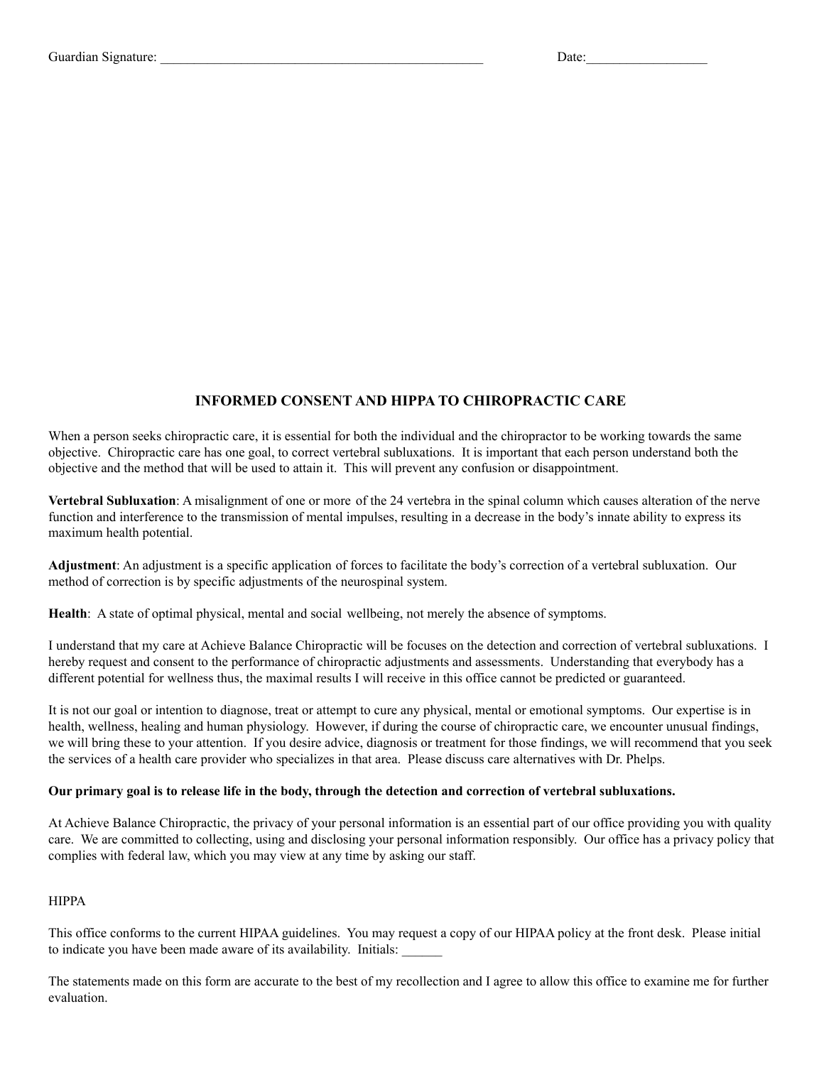Guardian Signature: ___________________________________________________ Date:__________________

## INFORMED CONSENT AND HIPPA TO CHIROPRACTIC CARE

When a person seeks chiropractic care, it is essential for both the individual and the chiropractor to be working towards the same objective. Chiropractic care has one goal, to correct vertebral subluxations. It is important that each person understand both the objective and the method that will be used to attain it. This will prevent any confusion or disappointment.

**Vertebral Subluxation**: A misalignment of one or more of the 24 vertebra in the spinal column which causes alteration of the nerve function and interference to the transmission of mental impulses, resulting in a decrease in the body's innate ability to express its maximum health potential.

**Adjustment**: An adjustment is a specific application of forces to facilitate the body's correction of a vertebral subluxation. Our method of correction is by specific adjustments of the neurospinal system.

**Health**: A state of optimal physical, mental and social wellbeing, not merely the absence of symptoms.

I understand that my care at Achieve Balance Chiropractic will be focuses on the detection and correction of vertebral subluxations. I hereby request and consent to the performance of chiropractic adjustments and assessments. Understanding that everybody has a different potential for wellness thus, the maximal results I will receive in this office cannot be predicted or guaranteed.

It is not our goal or intention to diagnose, treat or attempt to cure any physical, mental or emotional symptoms. Our expertise is in health, wellness, healing and human physiology. However, if during the course of chiropractic care, we encounter unusual findings, we will bring these to your attention. If you desire advice, diagnosis or treatment for those findings, we will recommend that you seek the services of a health care provider who specializes in that area. Please discuss care alternatives with Dr. Phelps.

**Our primary goal is to release life in the body, through the detection and correction of vertebral subluxations.**

At Achieve Balance Chiropractic, the privacy of your personal information is an essential part of our office providing you with quality care. We are committed to collecting, using and disclosing your personal information responsibly. Our office has a privacy policy that complies with federal law, which you may view at any time by asking our staff.

HIPPA

This office conforms to the current HIPAA guidelines. You may request a copy of our HIPAA policy at the front desk. Please initial to indicate you have been made aware of its availability. Initials: ______

The statements made on this form are accurate to the best of my recollection and I agree to allow this office to examine me for further evaluation.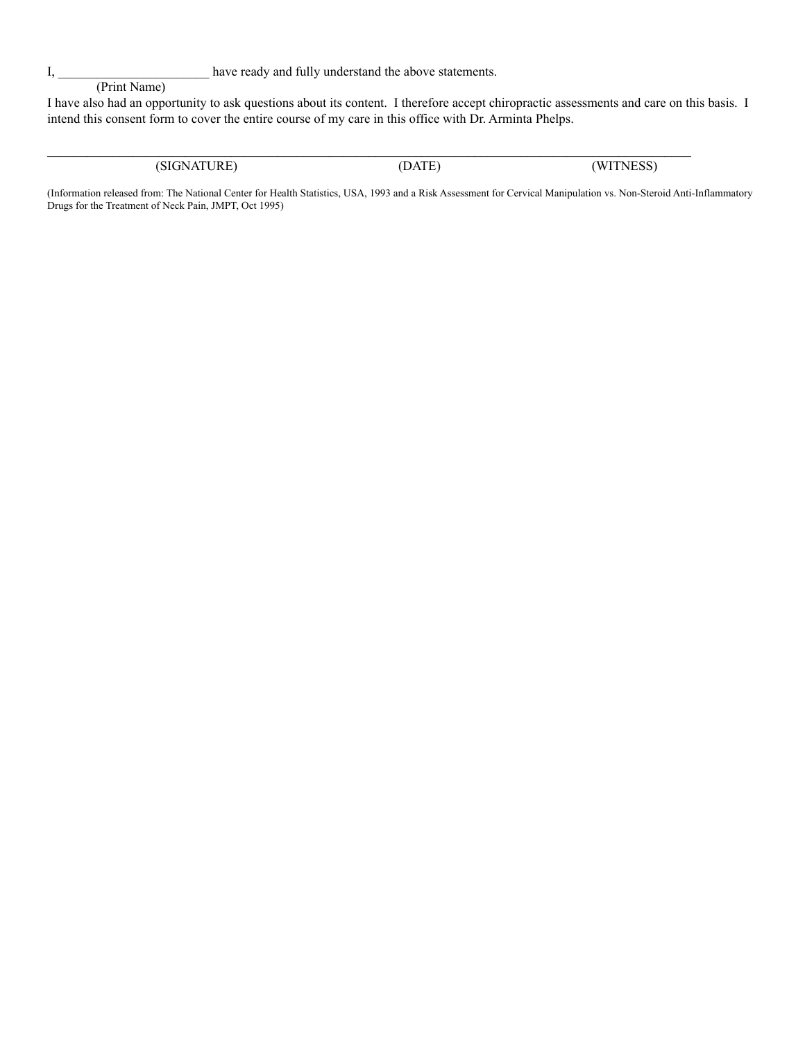I, _______________________ have ready and fully understand the above statements.
(Print Name)

I have also had an opportunity to ask questions about its content. I therefore accept chiropractic assessments and care on this basis. I intend this consent form to cover the entire course of my care in this office with Dr. Arminta Phelps.

_____________________________________________________________________________________________

(SIGNATURE) (DATE) (WITNESS)

(Information released from: The National Center for Health Statistics, USA, 1993 and a Risk Assessment for Cervical Manipulation vs. Non-Steroid Anti-Inflammatory Drugs for the Treatment of Neck Pain, JMPT, Oct 1995)